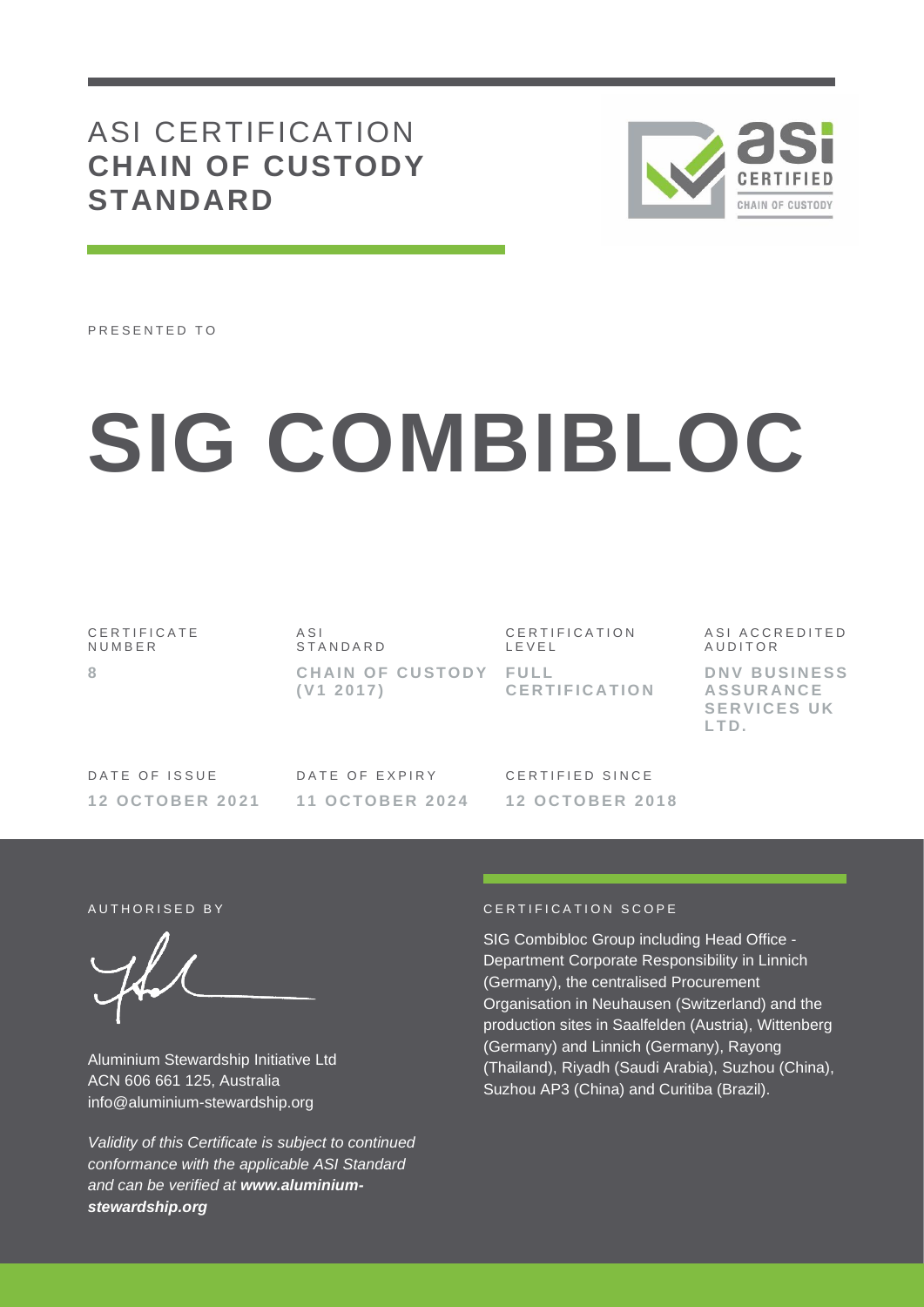# ASI CERTIFICATION **CHAIN OF CUSTODY STANDARD**

PRESENTED TO

# SIG COMBIBLOC

| CERTIFICATE NUMBER | ASI STANDARD | CERTIFICATION LEVEL | ASI ACCREDITED AUDITOR |
|---|---|---|---|
| 8 | CHAIN OF CUSTODY (V1 2017) | FULL CERTIFICATION | DNV BUSINESS ASSURANCE SERVICES UK LTD. |

| DATE OF ISSUE | DATE OF EXPIRY | CERTIFIED SINCE |
|---|---|---|
| 12 OCTOBER 2021 | 11 OCTOBER 2024 | 12 OCTOBER 2018 |

AUTHORISED BY

Aluminium Stewardship Initiative Ltd
ACN 606 661 125, Australia
info@aluminium-stewardship.org

*Validity of this Certificate is subject to continued conformance with the applicable ASI Standard and can be verified at **www.aluminium-stewardship.org***

CERTIFICATION SCOPE

SIG Combibloc Group including Head Office - Department Corporate Responsibility in Linnich (Germany), the centralised Procurement Organisation in Neuhausen (Switzerland) and the production sites in Saalfelden (Austria), Wittenberg (Germany) and Linnich (Germany), Rayong (Thailand), Riyadh (Saudi Arabia), Suzhou (China), Suzhou AP3 (China) and Curitiba (Brazil).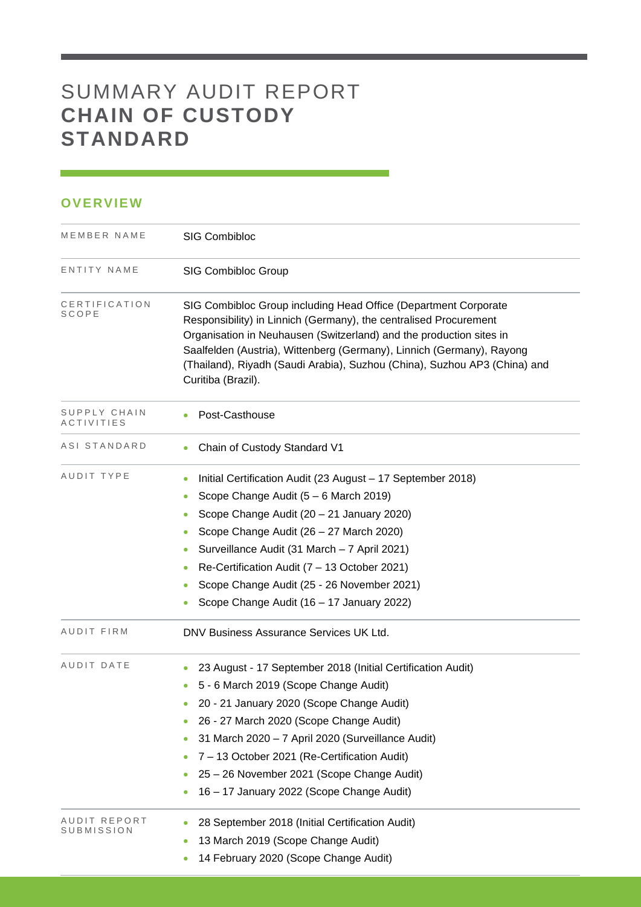# SUMMARY AUDIT REPORT **CHAIN OF CUSTODY STANDARD**

## OVERVIEW

| | |
|---|---|
| MEMBER NAME | SIG Combibloc |
| ENTITY NAME | SIG Combibloc Group |
| CERTIFICATION SCOPE | SIG Combibloc Group including Head Office (Department Corporate Responsibility) in Linnich (Germany), the centralised Procurement Organisation in Neuhausen (Switzerland) and the production sites in Saalfelden (Austria), Wittenberg (Germany), Linnich (Germany), Rayong (Thailand), Riyadh (Saudi Arabia), Suzhou (China), Suzhou AP3 (China) and Curitiba (Brazil). |
| SUPPLY CHAIN ACTIVITIES | • Post-Casthouse |
| ASI STANDARD | • Chain of Custody Standard V1 |
| AUDIT TYPE | • Initial Certification Audit (23 August – 17 September 2018)<br>• Scope Change Audit (5 – 6 March 2019)<br>• Scope Change Audit (20 – 21 January 2020)<br>• Scope Change Audit (26 – 27 March 2020)<br>• Surveillance Audit (31 March – 7 April 2021)<br>• Re-Certification Audit (7 – 13 October 2021)<br>• Scope Change Audit (25 - 26 November 2021)<br>• Scope Change Audit (16 – 17 January 2022) |
| AUDIT FIRM | DNV Business Assurance Services UK Ltd. |
| AUDIT DATE | • 23 August - 17 September 2018 (Initial Certification Audit)<br>• 5 - 6 March 2019 (Scope Change Audit)<br>• 20 - 21 January 2020 (Scope Change Audit)<br>• 26 - 27 March 2020 (Scope Change Audit)<br>• 31 March 2020 – 7 April 2020 (Surveillance Audit)<br>• 7 – 13 October 2021 (Re-Certification Audit)<br>• 25 – 26 November 2021 (Scope Change Audit)<br>• 16 – 17 January 2022 (Scope Change Audit) |
| AUDIT REPORT SUBMISSION | • 28 September 2018 (Initial Certification Audit)<br>• 13 March 2019 (Scope Change Audit)<br>• 14 February 2020 (Scope Change Audit) |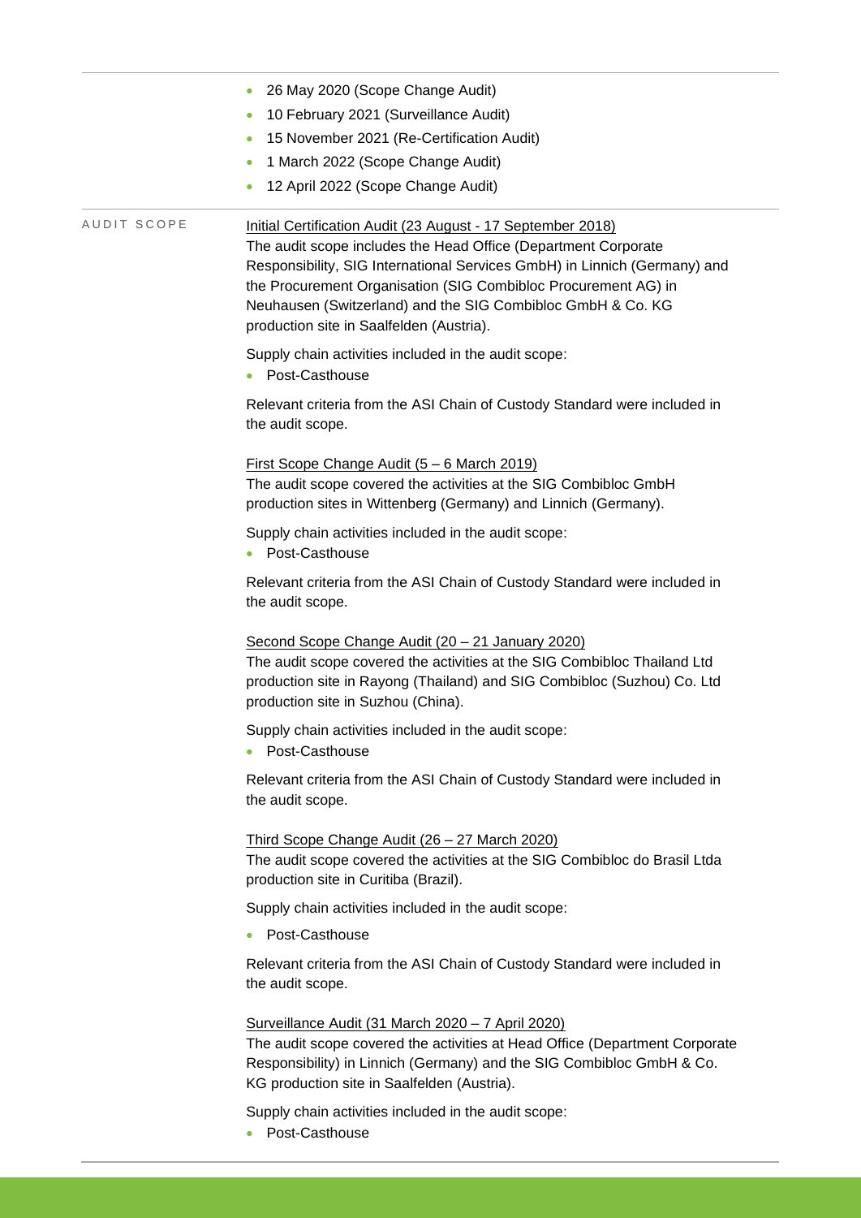- 26 May 2020 (Scope Change Audit)
- 10 February 2021 (Surveillance Audit)
- 15 November 2021 (Re-Certification Audit)
- 1 March 2022 (Scope Change Audit)
- 12 April 2022 (Scope Change Audit)

AUDIT SCOPE

Initial Certification Audit (23 August - 17 September 2018)
The audit scope includes the Head Office (Department Corporate Responsibility, SIG International Services GmbH) in Linnich (Germany) and the Procurement Organisation (SIG Combibloc Procurement AG) in Neuhausen (Switzerland) and the SIG Combibloc GmbH & Co. KG production site in Saalfelden (Austria).

Supply chain activities included in the audit scope:

- Post-Casthouse

Relevant criteria from the ASI Chain of Custody Standard were included in the audit scope.

First Scope Change Audit (5 – 6 March 2019)
The audit scope covered the activities at the SIG Combibloc GmbH production sites in Wittenberg (Germany) and Linnich (Germany).

Supply chain activities included in the audit scope:

- Post-Casthouse

Relevant criteria from the ASI Chain of Custody Standard were included in the audit scope.

Second Scope Change Audit (20 – 21 January 2020)
The audit scope covered the activities at the SIG Combibloc Thailand Ltd production site in Rayong (Thailand) and SIG Combibloc (Suzhou) Co. Ltd production site in Suzhou (China).

Supply chain activities included in the audit scope:

- Post-Casthouse

Relevant criteria from the ASI Chain of Custody Standard were included in the audit scope.

Third Scope Change Audit (26 – 27 March 2020)
The audit scope covered the activities at the SIG Combibloc do Brasil Ltda production site in Curitiba (Brazil).

Supply chain activities included in the audit scope:

- Post-Casthouse

Relevant criteria from the ASI Chain of Custody Standard were included in the audit scope.

Surveillance Audit (31 March 2020 – 7 April 2020)
The audit scope covered the activities at Head Office (Department Corporate Responsibility) in Linnich (Germany) and the SIG Combibloc GmbH & Co. KG production site in Saalfelden (Austria).

Supply chain activities included in the audit scope:

- Post-Casthouse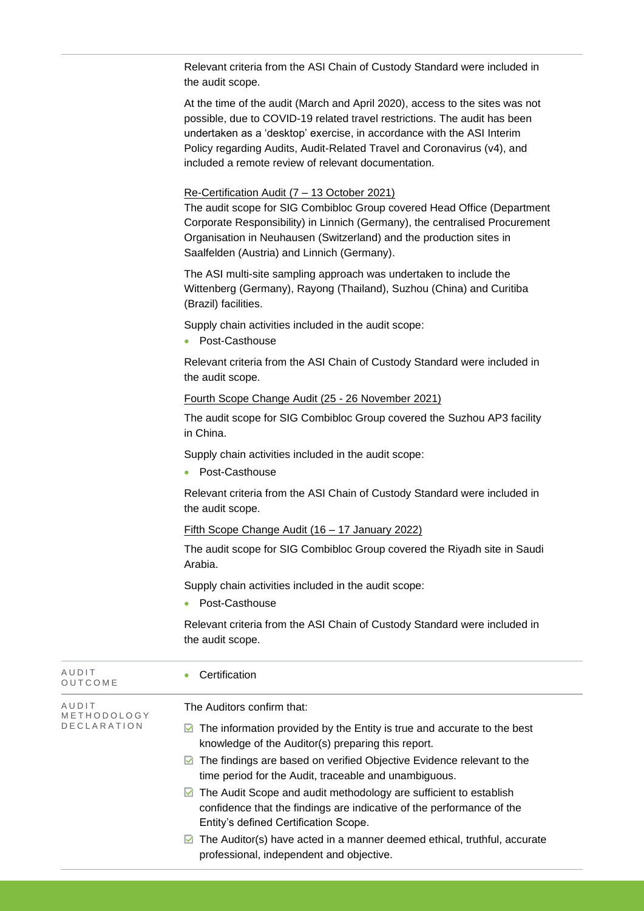Relevant criteria from the ASI Chain of Custody Standard were included in the audit scope.

At the time of the audit (March and April 2020), access to the sites was not possible, due to COVID-19 related travel restrictions. The audit has been undertaken as a 'desktop' exercise, in accordance with the ASI Interim Policy regarding Audits, Audit-Related Travel and Coronavirus (v4), and included a remote review of relevant documentation.

Re-Certification Audit (7 – 13 October 2021)

The audit scope for SIG Combibloc Group covered Head Office (Department Corporate Responsibility) in Linnich (Germany), the centralised Procurement Organisation in Neuhausen (Switzerland) and the production sites in Saalfelden (Austria) and Linnich (Germany).

The ASI multi-site sampling approach was undertaken to include the Wittenberg (Germany), Rayong (Thailand), Suzhou (China) and Curitiba (Brazil) facilities.

Supply chain activities included in the audit scope:

- Post-Casthouse

Relevant criteria from the ASI Chain of Custody Standard were included in the audit scope.

Fourth Scope Change Audit (25 - 26 November 2021)

The audit scope for SIG Combibloc Group covered the Suzhou AP3 facility in China.

Supply chain activities included in the audit scope:

- Post-Casthouse

Relevant criteria from the ASI Chain of Custody Standard were included in the audit scope.

Fifth Scope Change Audit (16 – 17 January 2022)

The audit scope for SIG Combibloc Group covered the Riyadh site in Saudi Arabia.

Supply chain activities included in the audit scope:

- Post-Casthouse

Relevant criteria from the ASI Chain of Custody Standard were included in the audit scope.

| | |
|---|---|
| AUDIT OUTCOME | • Certification |
| AUDIT METHODOLOGY DECLARATION | The Auditors confirm that:<br>☑ The information provided by the Entity is true and accurate to the best knowledge of the Auditor(s) preparing this report.<br>☑ The findings are based on verified Objective Evidence relevant to the time period for the Audit, traceable and unambiguous.<br>☑ The Audit Scope and audit methodology are sufficient to establish confidence that the findings are indicative of the performance of the Entity's defined Certification Scope.<br>☑ The Auditor(s) have acted in a manner deemed ethical, truthful, accurate professional, independent and objective. |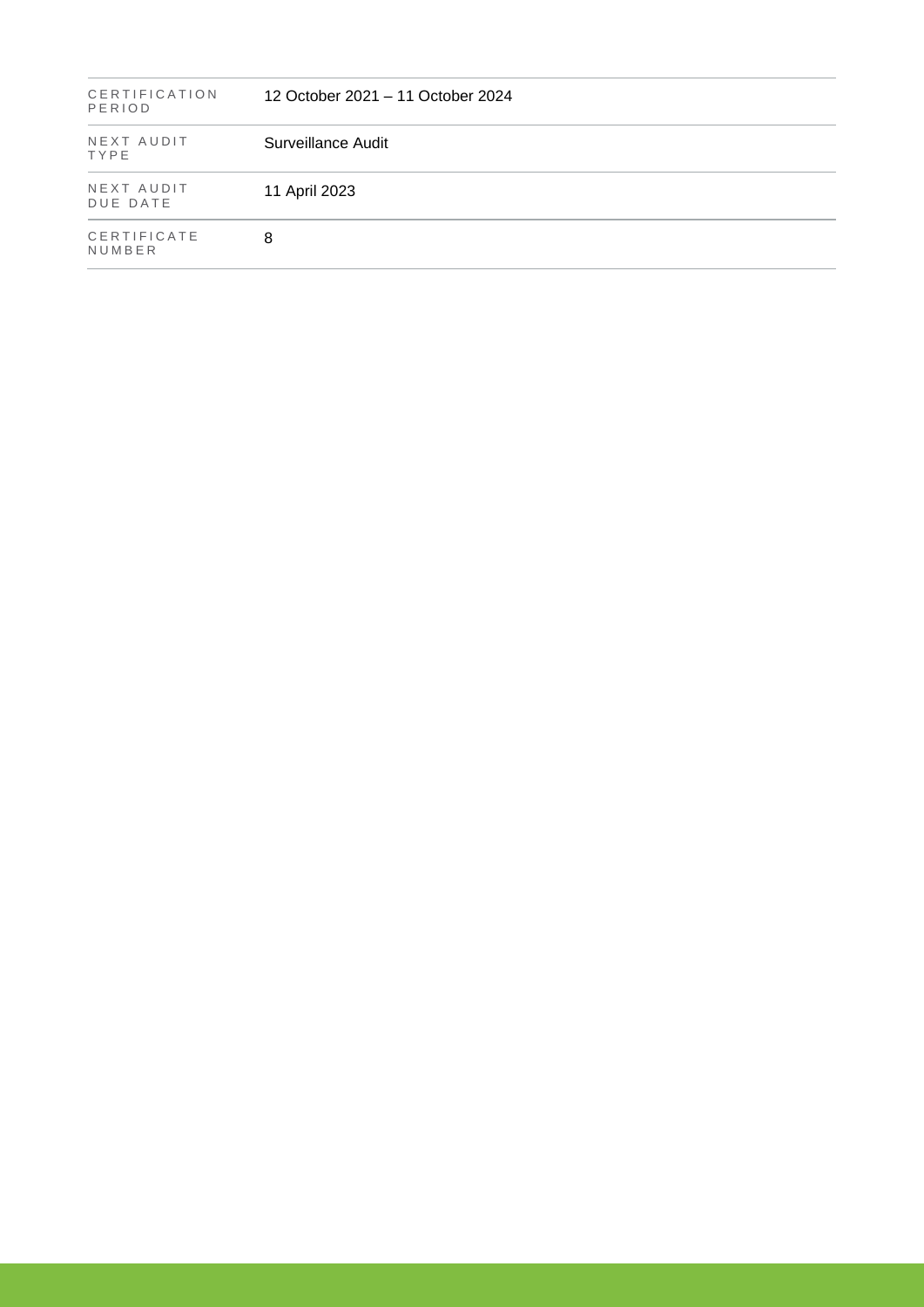| | |
|---|---|
| CERTIFICATION PERIOD | 12 October 2021 – 11 October 2024 |
| NEXT AUDIT TYPE | Surveillance Audit |
| NEXT AUDIT DUE DATE | 11 April 2023 |
| CERTIFICATE NUMBER | 8 |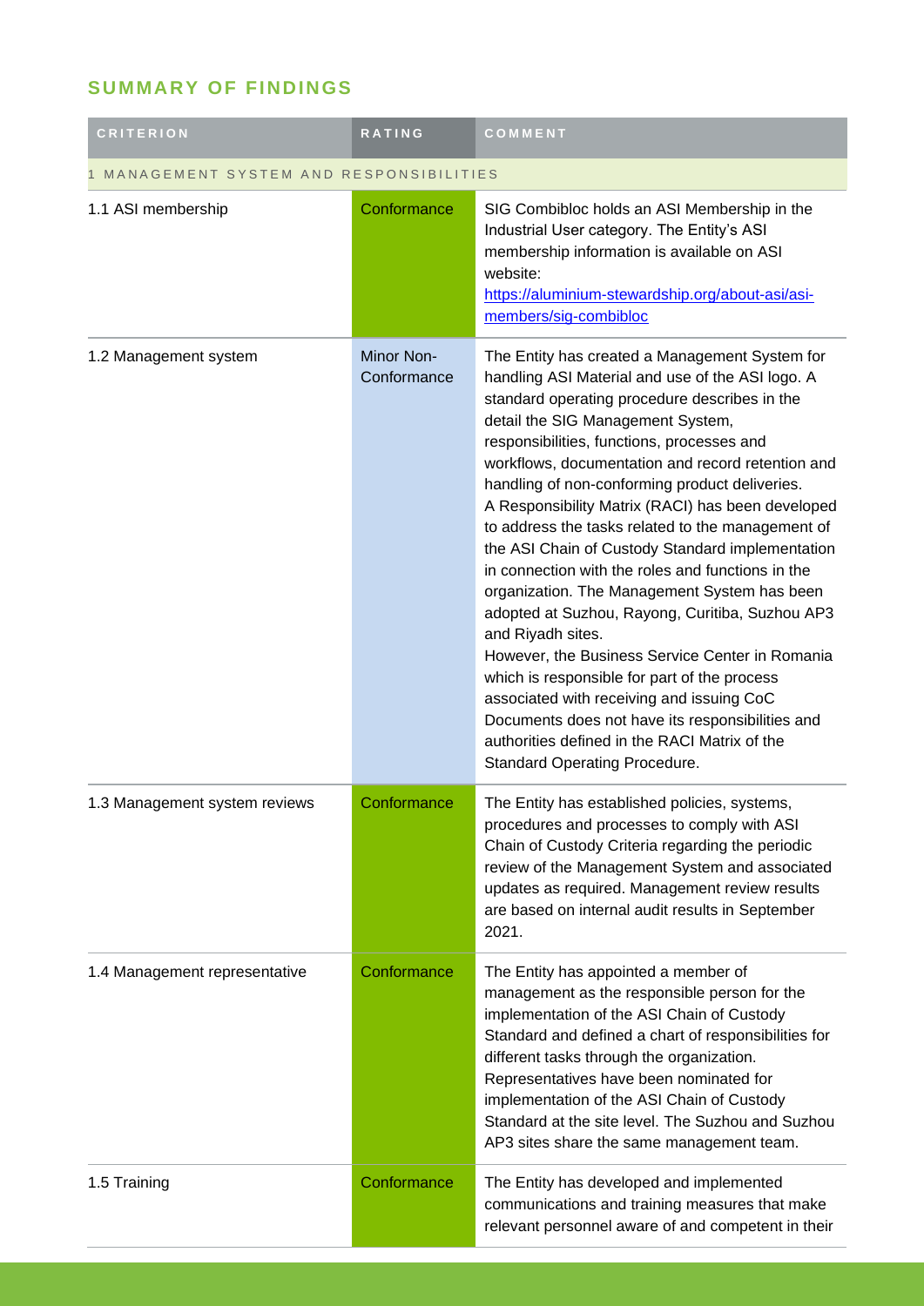## SUMMARY OF FINDINGS

| CRITERION | RATING | COMMENT |
|---|---|---|
| 1 MANAGEMENT SYSTEM AND RESPONSIBILITIES | | |
| 1.1 ASI membership | Conformance | SIG Combibloc holds an ASI Membership in the Industrial User category. The Entity's ASI membership information is available on ASI website: [https://aluminium-stewardship.org/about-asi/asi-members/sig-combibloc](https://aluminium-stewardship.org/about-asi/asi-members/sig-combibloc) |
| 1.2 Management system | Minor Non-Conformance | The Entity has created a Management System for handling ASI Material and use of the ASI logo. A standard operating procedure describes in the detail the SIG Management System, responsibilities, functions, processes and workflows, documentation and record retention and handling of non-conforming product deliveries.<br>A Responsibility Matrix (RACI) has been developed to address the tasks related to the management of the ASI Chain of Custody Standard implementation in connection with the roles and functions in the organization. The Management System has been adopted at Suzhou, Rayong, Curitiba, Suzhou AP3 and Riyadh sites.<br>However, the Business Service Center in Romania which is responsible for part of the process associated with receiving and issuing CoC Documents does not have its responsibilities and authorities defined in the RACI Matrix of the Standard Operating Procedure. |
| 1.3 Management system reviews | Conformance | The Entity has established policies, systems, procedures and processes to comply with ASI Chain of Custody Criteria regarding the periodic review of the Management System and associated updates as required. Management review results are based on internal audit results in September 2021. |
| 1.4 Management representative | Conformance | The Entity has appointed a member of management as the responsible person for the implementation of the ASI Chain of Custody Standard and defined a chart of responsibilities for different tasks through the organization. Representatives have been nominated for implementation of the ASI Chain of Custody Standard at the site level. The Suzhou and Suzhou AP3 sites share the same management team. |
| 1.5 Training | Conformance | The Entity has developed and implemented communications and training measures that make relevant personnel aware of and competent in their |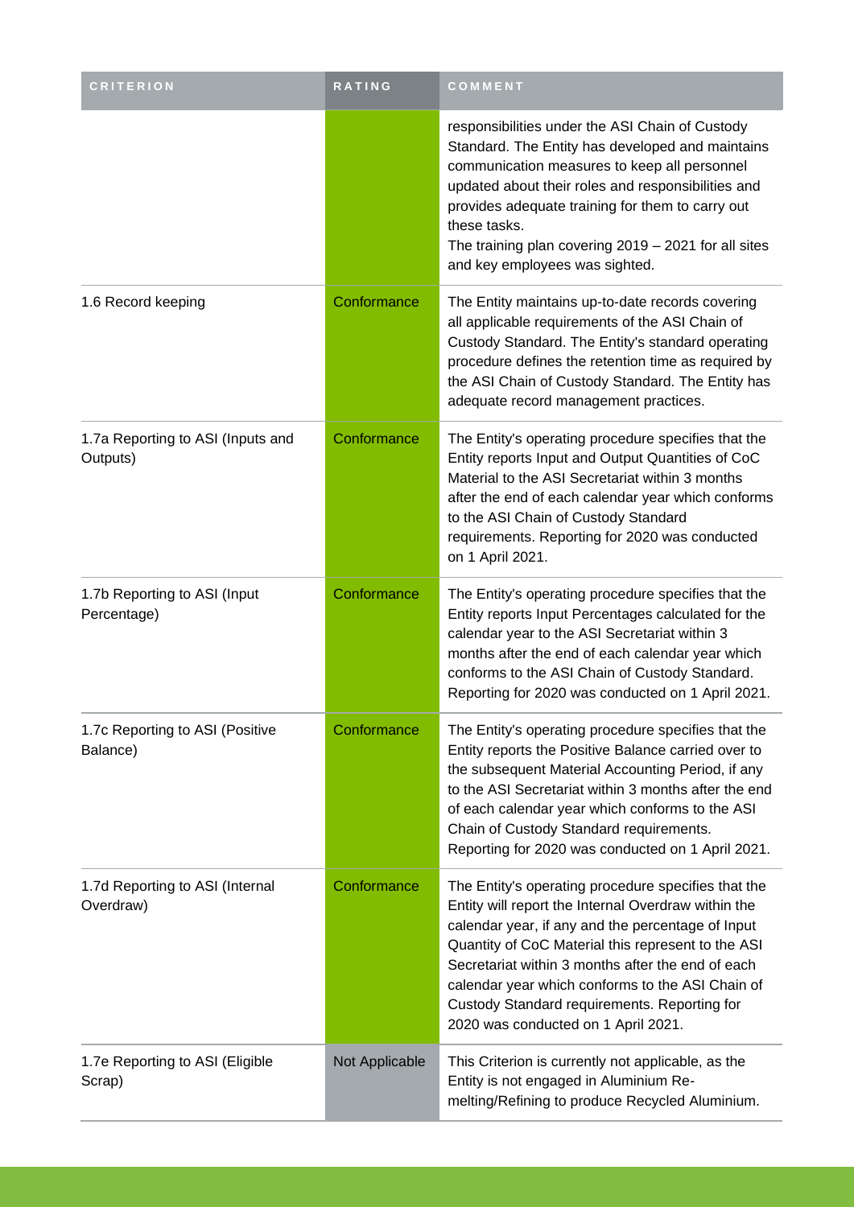| CRITERION | RATING | COMMENT |
| --- | --- | --- |
| | | responsibilities under the ASI Chain of Custody Standard. The Entity has developed and maintains communication measures to keep all personnel updated about their roles and responsibilities and provides adequate training for them to carry out these tasks.<br>The training plan covering 2019 – 2021 for all sites and key employees was sighted. |
| 1.6 Record keeping | Conformance | The Entity maintains up-to-date records covering all applicable requirements of the ASI Chain of Custody Standard. The Entity's standard operating procedure defines the retention time as required by the ASI Chain of Custody Standard. The Entity has adequate record management practices. |
| 1.7a Reporting to ASI (Inputs and Outputs) | Conformance | The Entity's operating procedure specifies that the Entity reports Input and Output Quantities of CoC Material to the ASI Secretariat within 3 months after the end of each calendar year which conforms to the ASI Chain of Custody Standard requirements. Reporting for 2020 was conducted on 1 April 2021. |
| 1.7b Reporting to ASI (Input Percentage) | Conformance | The Entity's operating procedure specifies that the Entity reports Input Percentages calculated for the calendar year to the ASI Secretariat within 3 months after the end of each calendar year which conforms to the ASI Chain of Custody Standard. Reporting for 2020 was conducted on 1 April 2021. |
| 1.7c Reporting to ASI (Positive Balance) | Conformance | The Entity's operating procedure specifies that the Entity reports the Positive Balance carried over to the subsequent Material Accounting Period, if any to the ASI Secretariat within 3 months after the end of each calendar year which conforms to the ASI Chain of Custody Standard requirements. Reporting for 2020 was conducted on 1 April 2021. |
| 1.7d Reporting to ASI (Internal Overdraw) | Conformance | The Entity's operating procedure specifies that the Entity will report the Internal Overdraw within the calendar year, if any and the percentage of Input Quantity of CoC Material this represent to the ASI Secretariat within 3 months after the end of each calendar year which conforms to the ASI Chain of Custody Standard requirements. Reporting for 2020 was conducted on 1 April 2021. |
| 1.7e Reporting to ASI (Eligible Scrap) | Not Applicable | This Criterion is currently not applicable, as the Entity is not engaged in Aluminium Re-melting/Refining to produce Recycled Aluminium. |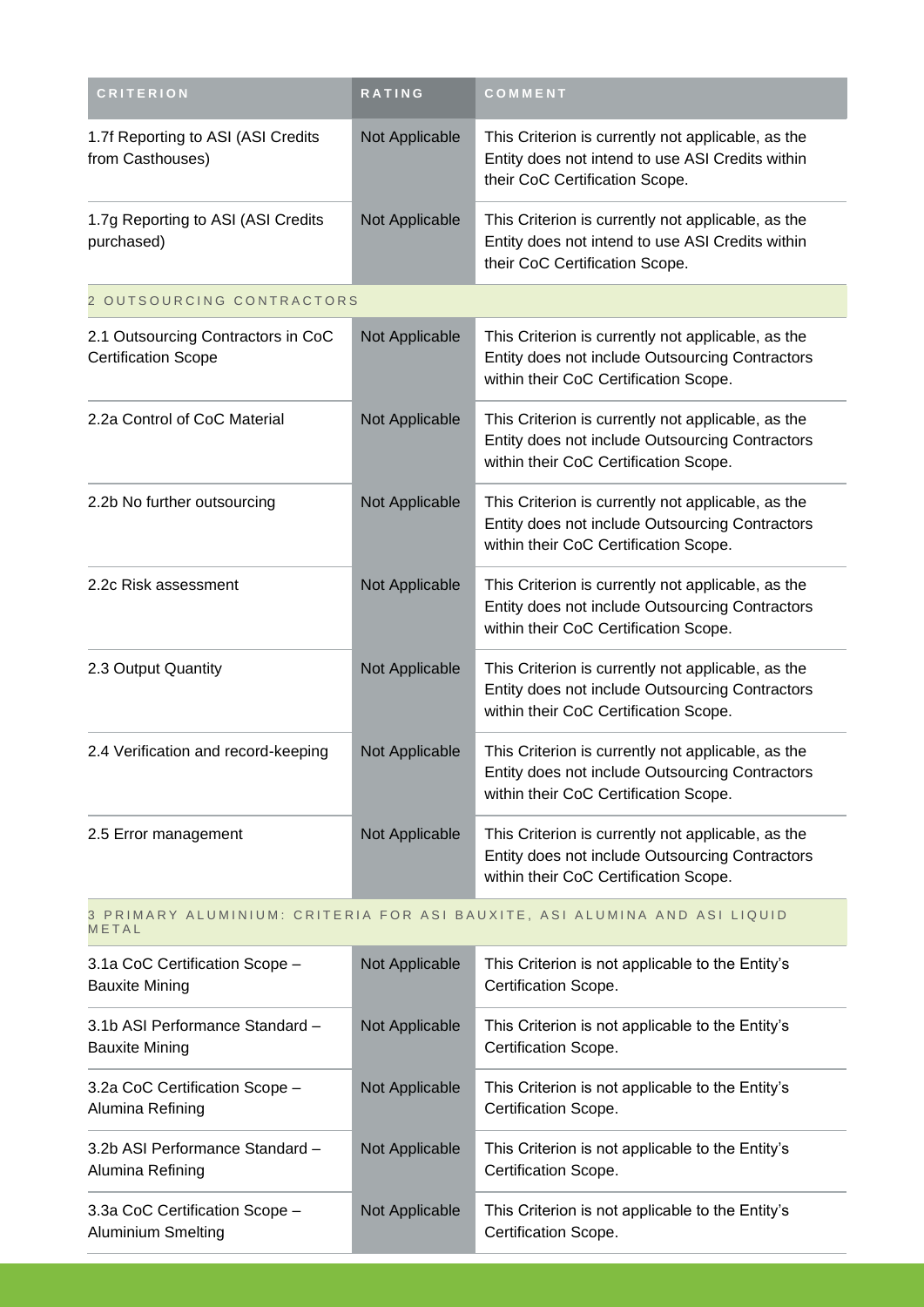| CRITERION | RATING | COMMENT |
| --- | --- | --- |
| 1.7f Reporting to ASI (ASI Credits from Casthouses) | Not Applicable | This Criterion is currently not applicable, as the Entity does not intend to use ASI Credits within their CoC Certification Scope. |
| 1.7g Reporting to ASI (ASI Credits purchased) | Not Applicable | This Criterion is currently not applicable, as the Entity does not intend to use ASI Credits within their CoC Certification Scope. |
| 2 OUTSOURCING CONTRACTORS | | |
| 2.1 Outsourcing Contractors in CoC Certification Scope | Not Applicable | This Criterion is currently not applicable, as the Entity does not include Outsourcing Contractors within their CoC Certification Scope. |
| 2.2a Control of CoC Material | Not Applicable | This Criterion is currently not applicable, as the Entity does not include Outsourcing Contractors within their CoC Certification Scope. |
| 2.2b No further outsourcing | Not Applicable | This Criterion is currently not applicable, as the Entity does not include Outsourcing Contractors within their CoC Certification Scope. |
| 2.2c Risk assessment | Not Applicable | This Criterion is currently not applicable, as the Entity does not include Outsourcing Contractors within their CoC Certification Scope. |
| 2.3 Output Quantity | Not Applicable | This Criterion is currently not applicable, as the Entity does not include Outsourcing Contractors within their CoC Certification Scope. |
| 2.4 Verification and record-keeping | Not Applicable | This Criterion is currently not applicable, as the Entity does not include Outsourcing Contractors within their CoC Certification Scope. |
| 2.5 Error management | Not Applicable | This Criterion is currently not applicable, as the Entity does not include Outsourcing Contractors within their CoC Certification Scope. |
| 3 PRIMARY ALUMINIUM: CRITERIA FOR ASI BAUXITE, ASI ALUMINA AND ASI LIQUID METAL | | |
| 3.1a CoC Certification Scope – Bauxite Mining | Not Applicable | This Criterion is not applicable to the Entity's Certification Scope. |
| 3.1b ASI Performance Standard – Bauxite Mining | Not Applicable | This Criterion is not applicable to the Entity's Certification Scope. |
| 3.2a CoC Certification Scope – Alumina Refining | Not Applicable | This Criterion is not applicable to the Entity's Certification Scope. |
| 3.2b ASI Performance Standard – Alumina Refining | Not Applicable | This Criterion is not applicable to the Entity's Certification Scope. |
| 3.3a CoC Certification Scope – Aluminium Smelting | Not Applicable | This Criterion is not applicable to the Entity's Certification Scope. |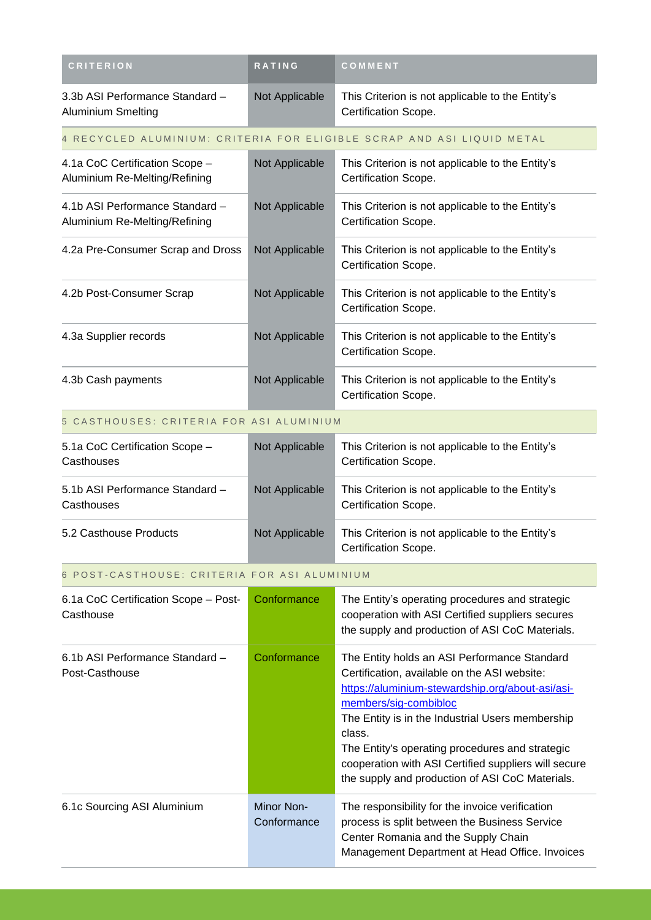| CRITERION | RATING | COMMENT |
|---|---|---|
| 3.3b ASI Performance Standard – Aluminium Smelting | Not Applicable | This Criterion is not applicable to the Entity's Certification Scope. |
| 4 RECYCLED ALUMINIUM: CRITERIA FOR ELIGIBLE SCRAP AND ASI LIQUID METAL | | |
| 4.1a CoC Certification Scope – Aluminium Re-Melting/Refining | Not Applicable | This Criterion is not applicable to the Entity's Certification Scope. |
| 4.1b ASI Performance Standard – Aluminium Re-Melting/Refining | Not Applicable | This Criterion is not applicable to the Entity's Certification Scope. |
| 4.2a Pre-Consumer Scrap and Dross | Not Applicable | This Criterion is not applicable to the Entity's Certification Scope. |
| 4.2b Post-Consumer Scrap | Not Applicable | This Criterion is not applicable to the Entity's Certification Scope. |
| 4.3a Supplier records | Not Applicable | This Criterion is not applicable to the Entity's Certification Scope. |
| 4.3b Cash payments | Not Applicable | This Criterion is not applicable to the Entity's Certification Scope. |
| 5 CASTHOUSES: CRITERIA FOR ASI ALUMINIUM | | |
| 5.1a CoC Certification Scope – Casthouses | Not Applicable | This Criterion is not applicable to the Entity's Certification Scope. |
| 5.1b ASI Performance Standard – Casthouses | Not Applicable | This Criterion is not applicable to the Entity's Certification Scope. |
| 5.2 Casthouse Products | Not Applicable | This Criterion is not applicable to the Entity's Certification Scope. |
| 6 POST-CASTHOUSE: CRITERIA FOR ASI ALUMINIUM | | |
| 6.1a CoC Certification Scope – Post-Casthouse | Conformance | The Entity's operating procedures and strategic cooperation with ASI Certified suppliers secures the supply and production of ASI CoC Materials. |
| 6.1b ASI Performance Standard – Post-Casthouse | Conformance | The Entity holds an ASI Performance Standard Certification, available on the ASI website: [https://aluminium-stewardship.org/about-asi/asi-members/sig-combibloc](https://aluminium-stewardship.org/about-asi/asi-members/sig-combibloc) The Entity is in the Industrial Users membership class. The Entity's operating procedures and strategic cooperation with ASI Certified suppliers will secure the supply and production of ASI CoC Materials. |
| 6.1c Sourcing ASI Aluminium | Minor Non-Conformance | The responsibility for the invoice verification process is split between the Business Service Center Romania and the Supply Chain Management Department at Head Office. Invoices |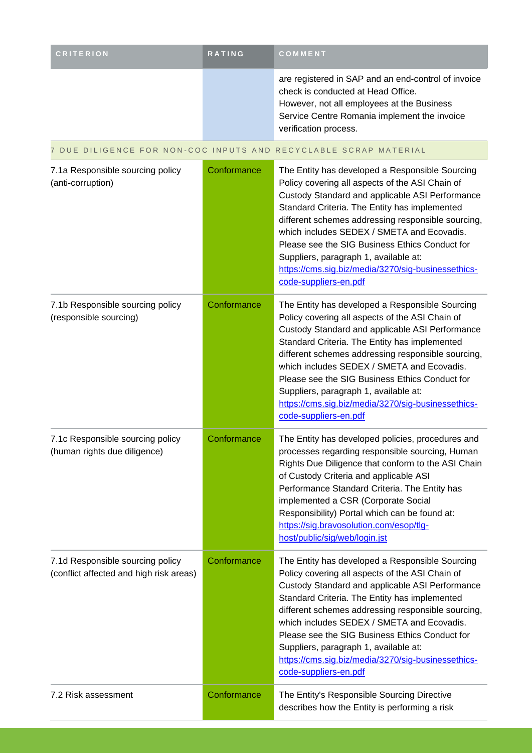| CRITERION | RATING | COMMENT |
| --- | --- | --- |
| | | are registered in SAP and an end-control of invoice check is conducted at Head Office. However, not all employees at the Business Service Centre Romania implement the invoice verification process. |
| 7 DUE DILIGENCE FOR NON-COC INPUTS AND RECYCLABLE SCRAP MATERIAL | | |
| 7.1a Responsible sourcing policy (anti-corruption) | Conformance | The Entity has developed a Responsible Sourcing Policy covering all aspects of the ASI Chain of Custody Standard and applicable ASI Performance Standard Criteria. The Entity has implemented different schemes addressing responsible sourcing, which includes SEDEX / SMETA and Ecovadis. Please see the SIG Business Ethics Conduct for Suppliers, paragraph 1, available at: https://cms.sig.biz/media/3270/sig-businessethics-code-suppliers-en.pdf |
| 7.1b Responsible sourcing policy (responsible sourcing) | Conformance | The Entity has developed a Responsible Sourcing Policy covering all aspects of the ASI Chain of Custody Standard and applicable ASI Performance Standard Criteria. The Entity has implemented different schemes addressing responsible sourcing, which includes SEDEX / SMETA and Ecovadis. Please see the SIG Business Ethics Conduct for Suppliers, paragraph 1, available at: https://cms.sig.biz/media/3270/sig-businessethics-code-suppliers-en.pdf |
| 7.1c Responsible sourcing policy (human rights due diligence) | Conformance | The Entity has developed policies, procedures and processes regarding responsible sourcing, Human Rights Due Diligence that conform to the ASI Chain of Custody Criteria and applicable ASI Performance Standard Criteria. The Entity has implemented a CSR (Corporate Social Responsibility) Portal which can be found at: https://sig.bravosolution.com/esop/tlg-host/public/sig/web/login.jst |
| 7.1d Responsible sourcing policy (conflict affected and high risk areas) | Conformance | The Entity has developed a Responsible Sourcing Policy covering all aspects of the ASI Chain of Custody Standard and applicable ASI Performance Standard Criteria. The Entity has implemented different schemes addressing responsible sourcing, which includes SEDEX / SMETA and Ecovadis. Please see the SIG Business Ethics Conduct for Suppliers, paragraph 1, available at: https://cms.sig.biz/media/3270/sig-businessethics-code-suppliers-en.pdf |
| 7.2 Risk assessment | Conformance | The Entity's Responsible Sourcing Directive describes how the Entity is performing a risk |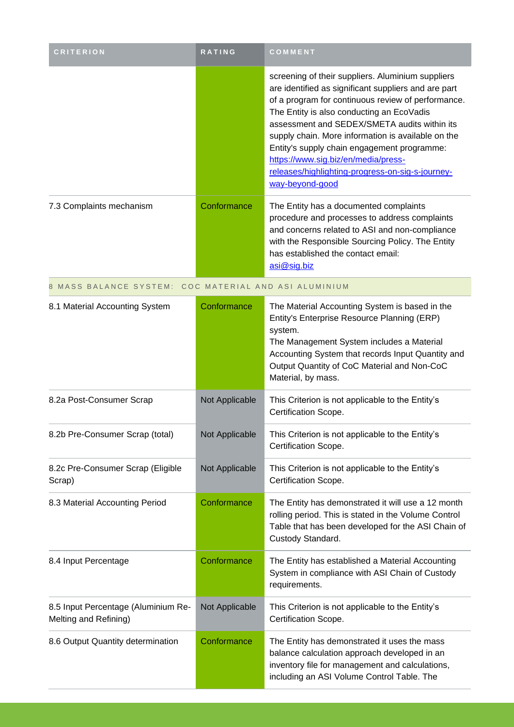| CRITERION | RATING | COMMENT |
| --- | --- | --- |
| | | screening of their suppliers. Aluminium suppliers are identified as significant suppliers and are part of a program for continuous review of performance. The Entity is also conducting an EcoVadis assessment and SEDEX/SMETA audits within its supply chain. More information is available on the Entity's supply chain engagement programme: https://www.sig.biz/en/media/press-releases/highlighting-progress-on-sig-s-journey-way-beyond-good |
| 7.3 Complaints mechanism | Conformance | The Entity has a documented complaints procedure and processes to address complaints and concerns related to ASI and non-compliance with the Responsible Sourcing Policy. The Entity has established the contact email: asi@sig.biz |
| 8 MASS BALANCE SYSTEM: COC MATERIAL AND ASI ALUMINIUM | | |
| 8.1 Material Accounting System | Conformance | The Material Accounting System is based in the Entity's Enterprise Resource Planning (ERP) system.<br>The Management System includes a Material Accounting System that records Input Quantity and Output Quantity of CoC Material and Non-CoC Material, by mass. |
| 8.2a Post-Consumer Scrap | Not Applicable | This Criterion is not applicable to the Entity's Certification Scope. |
| 8.2b Pre-Consumer Scrap (total) | Not Applicable | This Criterion is not applicable to the Entity's Certification Scope. |
| 8.2c Pre-Consumer Scrap (Eligible Scrap) | Not Applicable | This Criterion is not applicable to the Entity's Certification Scope. |
| 8.3 Material Accounting Period | Conformance | The Entity has demonstrated it will use a 12 month rolling period. This is stated in the Volume Control Table that has been developed for the ASI Chain of Custody Standard. |
| 8.4 Input Percentage | Conformance | The Entity has established a Material Accounting System in compliance with ASI Chain of Custody requirements. |
| 8.5 Input Percentage (Aluminium Re-Melting and Refining) | Not Applicable | This Criterion is not applicable to the Entity's Certification Scope. |
| 8.6 Output Quantity determination | Conformance | The Entity has demonstrated it uses the mass balance calculation approach developed in an inventory file for management and calculations, including an ASI Volume Control Table. The |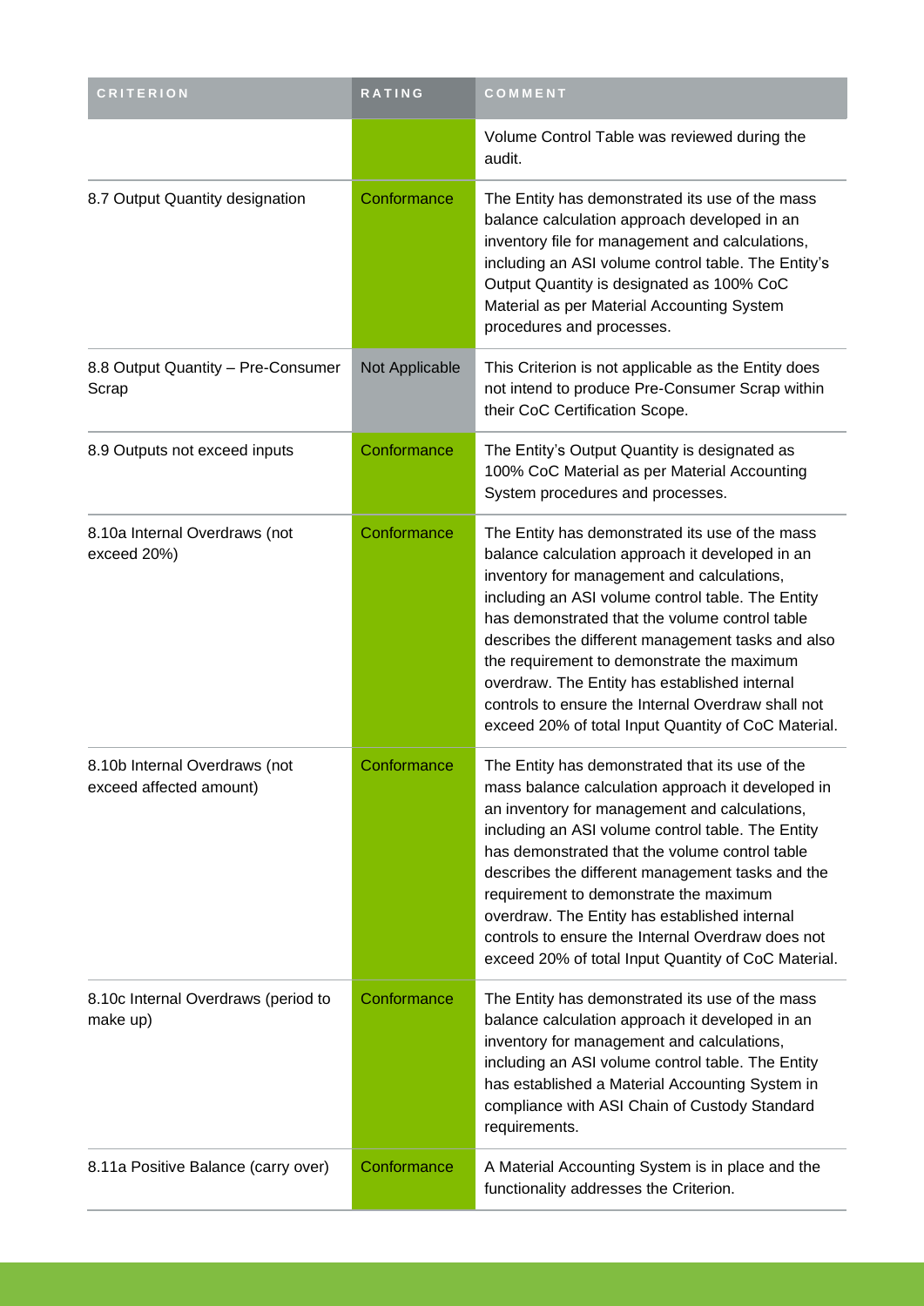| CRITERION | RATING | COMMENT |
| --- | --- | --- |
| | | Volume Control Table was reviewed during the audit. |
| 8.7 Output Quantity designation | Conformance | The Entity has demonstrated its use of the mass balance calculation approach developed in an inventory file for management and calculations, including an ASI volume control table. The Entity's Output Quantity is designated as 100% CoC Material as per Material Accounting System procedures and processes. |
| 8.8 Output Quantity – Pre-Consumer Scrap | Not Applicable | This Criterion is not applicable as the Entity does not intend to produce Pre-Consumer Scrap within their CoC Certification Scope. |
| 8.9 Outputs not exceed inputs | Conformance | The Entity's Output Quantity is designated as 100% CoC Material as per Material Accounting System procedures and processes. |
| 8.10a Internal Overdraws (not exceed 20%) | Conformance | The Entity has demonstrated its use of the mass balance calculation approach it developed in an inventory for management and calculations, including an ASI volume control table. The Entity has demonstrated that the volume control table describes the different management tasks and also the requirement to demonstrate the maximum overdraw. The Entity has established internal controls to ensure the Internal Overdraw shall not exceed 20% of total Input Quantity of CoC Material. |
| 8.10b Internal Overdraws (not exceed affected amount) | Conformance | The Entity has demonstrated that its use of the mass balance calculation approach it developed in an inventory for management and calculations, including an ASI volume control table. The Entity has demonstrated that the volume control table describes the different management tasks and the requirement to demonstrate the maximum overdraw. The Entity has established internal controls to ensure the Internal Overdraw does not exceed 20% of total Input Quantity of CoC Material. |
| 8.10c Internal Overdraws (period to make up) | Conformance | The Entity has demonstrated its use of the mass balance calculation approach it developed in an inventory for management and calculations, including an ASI volume control table. The Entity has established a Material Accounting System in compliance with ASI Chain of Custody Standard requirements. |
| 8.11a Positive Balance (carry over) | Conformance | A Material Accounting System is in place and the functionality addresses the Criterion. |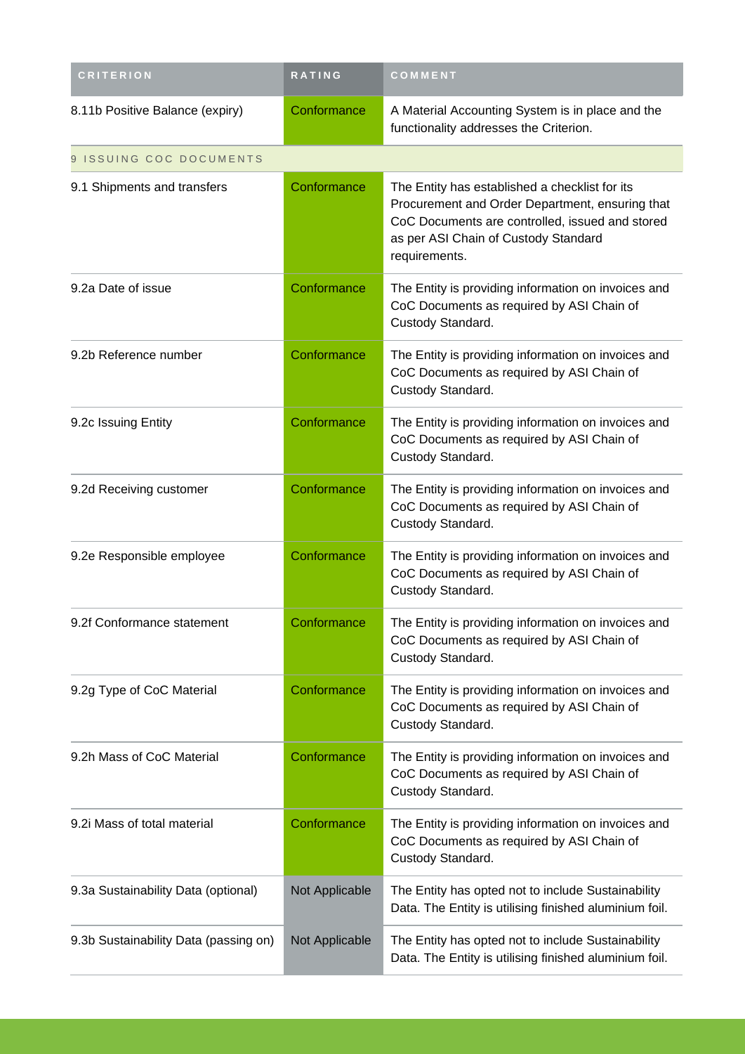| CRITERION | RATING | COMMENT |
|---|---|---|
| 8.11b Positive Balance (expiry) | Conformance | A Material Accounting System is in place and the functionality addresses the Criterion. |
| 9 ISSUING COC DOCUMENTS | | |
| 9.1 Shipments and transfers | Conformance | The Entity has established a checklist for its Procurement and Order Department, ensuring that CoC Documents are controlled, issued and stored as per ASI Chain of Custody Standard requirements. |
| 9.2a Date of issue | Conformance | The Entity is providing information on invoices and CoC Documents as required by ASI Chain of Custody Standard. |
| 9.2b Reference number | Conformance | The Entity is providing information on invoices and CoC Documents as required by ASI Chain of Custody Standard. |
| 9.2c Issuing Entity | Conformance | The Entity is providing information on invoices and CoC Documents as required by ASI Chain of Custody Standard. |
| 9.2d Receiving customer | Conformance | The Entity is providing information on invoices and CoC Documents as required by ASI Chain of Custody Standard. |
| 9.2e Responsible employee | Conformance | The Entity is providing information on invoices and CoC Documents as required by ASI Chain of Custody Standard. |
| 9.2f Conformance statement | Conformance | The Entity is providing information on invoices and CoC Documents as required by ASI Chain of Custody Standard. |
| 9.2g Type of CoC Material | Conformance | The Entity is providing information on invoices and CoC Documents as required by ASI Chain of Custody Standard. |
| 9.2h Mass of CoC Material | Conformance | The Entity is providing information on invoices and CoC Documents as required by ASI Chain of Custody Standard. |
| 9.2i Mass of total material | Conformance | The Entity is providing information on invoices and CoC Documents as required by ASI Chain of Custody Standard. |
| 9.3a Sustainability Data (optional) | Not Applicable | The Entity has opted not to include Sustainability Data. The Entity is utilising finished aluminium foil. |
| 9.3b Sustainability Data (passing on) | Not Applicable | The Entity has opted not to include Sustainability Data. The Entity is utilising finished aluminium foil. |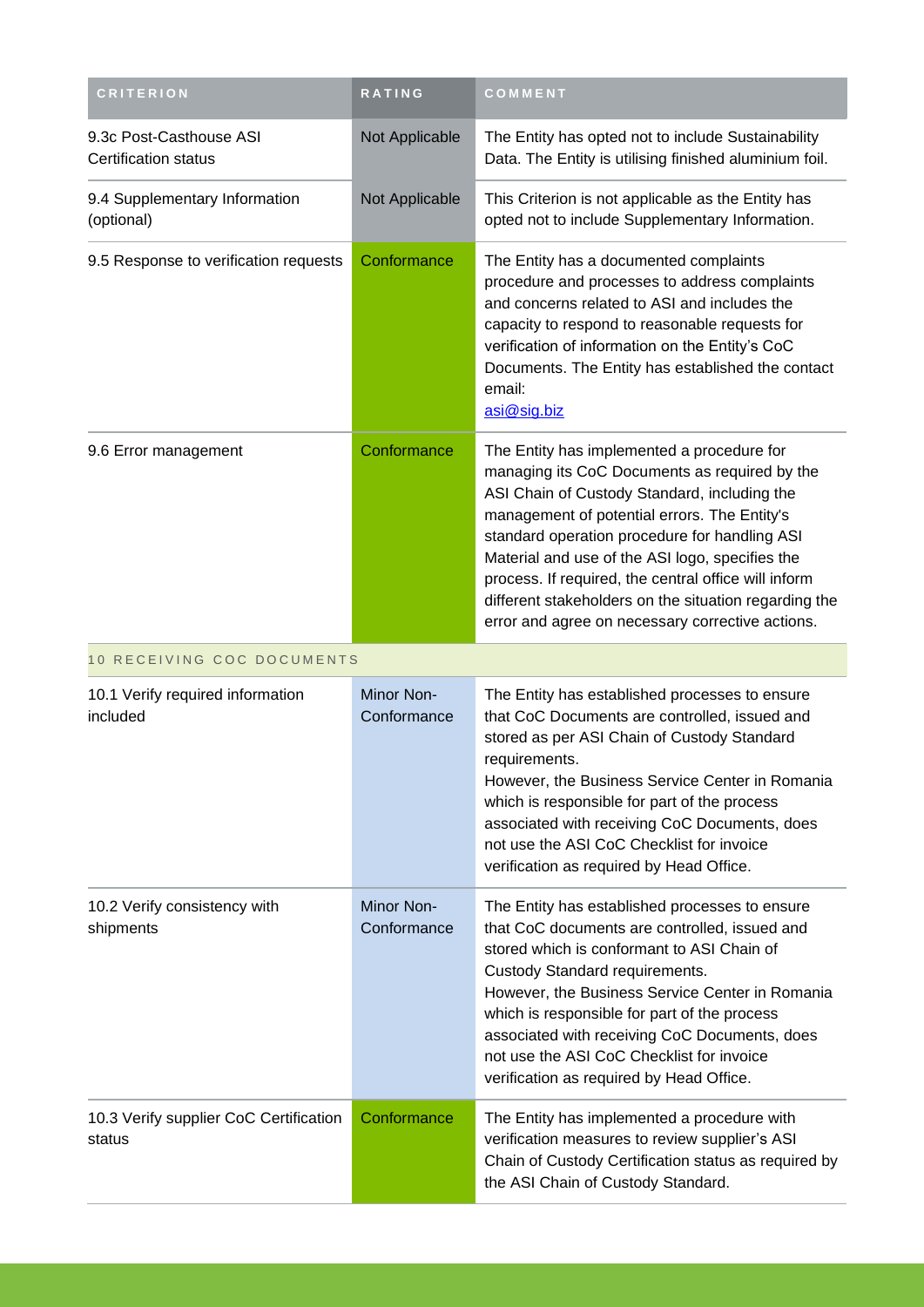| CRITERION | RATING | COMMENT |
| --- | --- | --- |
| 9.3c Post-Casthouse ASI Certification status | Not Applicable | The Entity has opted not to include Sustainability Data. The Entity is utilising finished aluminium foil. |
| 9.4 Supplementary Information (optional) | Not Applicable | This Criterion is not applicable as the Entity has opted not to include Supplementary Information. |
| 9.5 Response to verification requests | Conformance | The Entity has a documented complaints procedure and processes to address complaints and concerns related to ASI and includes the capacity to respond to reasonable requests for verification of information on the Entity's CoC Documents. The Entity has established the contact email: asi@sig.biz |
| 9.6 Error management | Conformance | The Entity has implemented a procedure for managing its CoC Documents as required by the ASI Chain of Custody Standard, including the management of potential errors. The Entity's standard operation procedure for handling ASI Material and use of the ASI logo, specifies the process. If required, the central office will inform different stakeholders on the situation regarding the error and agree on necessary corrective actions. |
| 10 RECEIVING COC DOCUMENTS | | |
| 10.1 Verify required information included | Minor Non-Conformance | The Entity has established processes to ensure that CoC Documents are controlled, issued and stored as per ASI Chain of Custody Standard requirements.<br>However, the Business Service Center in Romania which is responsible for part of the process associated with receiving CoC Documents, does not use the ASI CoC Checklist for invoice verification as required by Head Office. |
| 10.2 Verify consistency with shipments | Minor Non-Conformance | The Entity has established processes to ensure that CoC documents are controlled, issued and stored which is conformant to ASI Chain of Custody Standard requirements.<br>However, the Business Service Center in Romania which is responsible for part of the process associated with receiving CoC Documents, does not use the ASI CoC Checklist for invoice verification as required by Head Office. |
| 10.3 Verify supplier CoC Certification status | Conformance | The Entity has implemented a procedure with verification measures to review supplier's ASI Chain of Custody Certification status as required by the ASI Chain of Custody Standard. |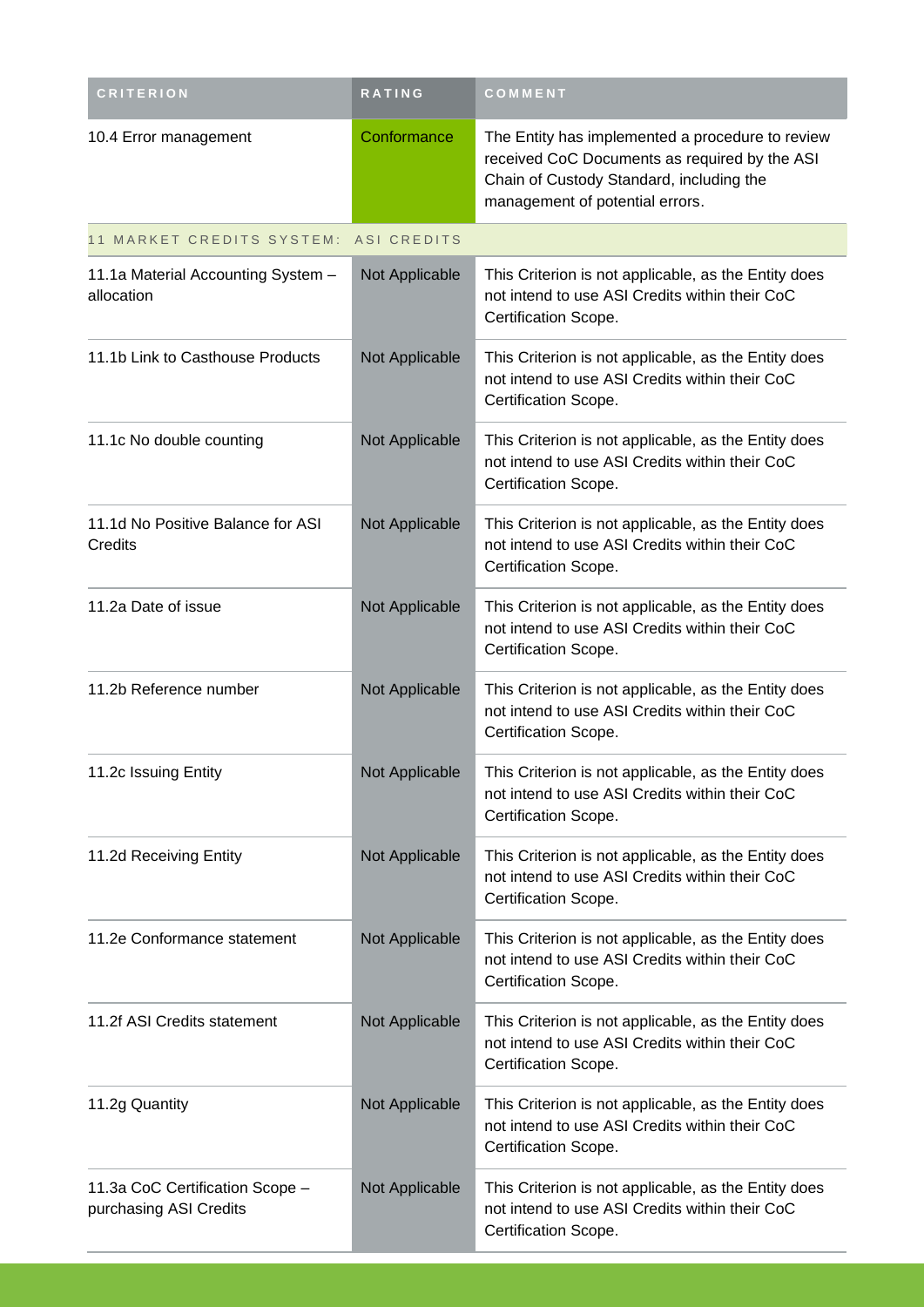| CRITERION | RATING | COMMENT |
| --- | --- | --- |
| 10.4 Error management | Conformance | The Entity has implemented a procedure to review received CoC Documents as required by the ASI Chain of Custody Standard, including the management of potential errors. |
| 11 MARKET CREDITS SYSTEM: ASI CREDITS | | |
| 11.1a Material Accounting System – allocation | Not Applicable | This Criterion is not applicable, as the Entity does not intend to use ASI Credits within their CoC Certification Scope. |
| 11.1b Link to Casthouse Products | Not Applicable | This Criterion is not applicable, as the Entity does not intend to use ASI Credits within their CoC Certification Scope. |
| 11.1c No double counting | Not Applicable | This Criterion is not applicable, as the Entity does not intend to use ASI Credits within their CoC Certification Scope. |
| 11.1d No Positive Balance for ASI Credits | Not Applicable | This Criterion is not applicable, as the Entity does not intend to use ASI Credits within their CoC Certification Scope. |
| 11.2a Date of issue | Not Applicable | This Criterion is not applicable, as the Entity does not intend to use ASI Credits within their CoC Certification Scope. |
| 11.2b Reference number | Not Applicable | This Criterion is not applicable, as the Entity does not intend to use ASI Credits within their CoC Certification Scope. |
| 11.2c Issuing Entity | Not Applicable | This Criterion is not applicable, as the Entity does not intend to use ASI Credits within their CoC Certification Scope. |
| 11.2d Receiving Entity | Not Applicable | This Criterion is not applicable, as the Entity does not intend to use ASI Credits within their CoC Certification Scope. |
| 11.2e Conformance statement | Not Applicable | This Criterion is not applicable, as the Entity does not intend to use ASI Credits within their CoC Certification Scope. |
| 11.2f ASI Credits statement | Not Applicable | This Criterion is not applicable, as the Entity does not intend to use ASI Credits within their CoC Certification Scope. |
| 11.2g Quantity | Not Applicable | This Criterion is not applicable, as the Entity does not intend to use ASI Credits within their CoC Certification Scope. |
| 11.3a CoC Certification Scope – purchasing ASI Credits | Not Applicable | This Criterion is not applicable, as the Entity does not intend to use ASI Credits within their CoC Certification Scope. |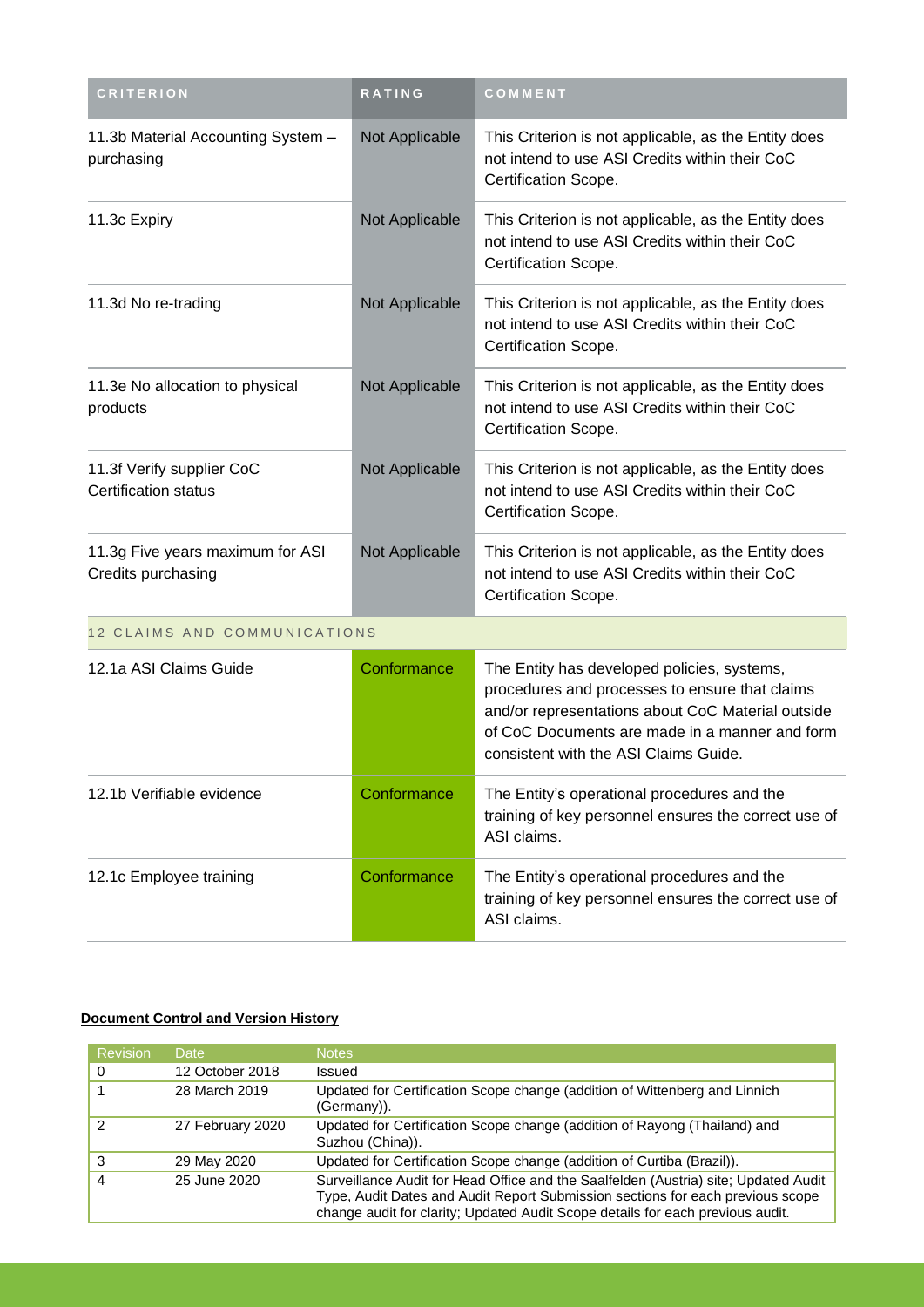| CRITERION | RATING | COMMENT |
|---|---|---|
| 11.3b Material Accounting System – purchasing | Not Applicable | This Criterion is not applicable, as the Entity does not intend to use ASI Credits within their CoC Certification Scope. |
| 11.3c Expiry | Not Applicable | This Criterion is not applicable, as the Entity does not intend to use ASI Credits within their CoC Certification Scope. |
| 11.3d No re-trading | Not Applicable | This Criterion is not applicable, as the Entity does not intend to use ASI Credits within their CoC Certification Scope. |
| 11.3e No allocation to physical products | Not Applicable | This Criterion is not applicable, as the Entity does not intend to use ASI Credits within their CoC Certification Scope. |
| 11.3f Verify supplier CoC Certification status | Not Applicable | This Criterion is not applicable, as the Entity does not intend to use ASI Credits within their CoC Certification Scope. |
| 11.3g Five years maximum for ASI Credits purchasing | Not Applicable | This Criterion is not applicable, as the Entity does not intend to use ASI Credits within their CoC Certification Scope. |
| **12 CLAIMS AND COMMUNICATIONS** | | |
| 12.1a ASI Claims Guide | Conformance | The Entity has developed policies, systems, procedures and processes to ensure that claims and/or representations about CoC Material outside of CoC Documents are made in a manner and form consistent with the ASI Claims Guide. |
| 12.1b Verifiable evidence | Conformance | The Entity's operational procedures and the training of key personnel ensures the correct use of ASI claims. |
| 12.1c Employee training | Conformance | The Entity's operational procedures and the training of key personnel ensures the correct use of ASI claims. |

**Document Control and Version History**

| Revision | Date | Notes |
|---|---|---|
| 0 | 12 October 2018 | Issued |
| 1 | 28 March 2019 | Updated for Certification Scope change (addition of Wittenberg and Linnich (Germany)). |
| 2 | 27 February 2020 | Updated for Certification Scope change (addition of Rayong (Thailand) and Suzhou (China)). |
| 3 | 29 May 2020 | Updated for Certification Scope change (addition of Curtiba (Brazil)). |
| 4 | 25 June 2020 | Surveillance Audit for Head Office and the Saalfelden (Austria) site; Updated Audit Type, Audit Dates and Audit Report Submission sections for each previous scope change audit for clarity; Updated Audit Scope details for each previous audit. |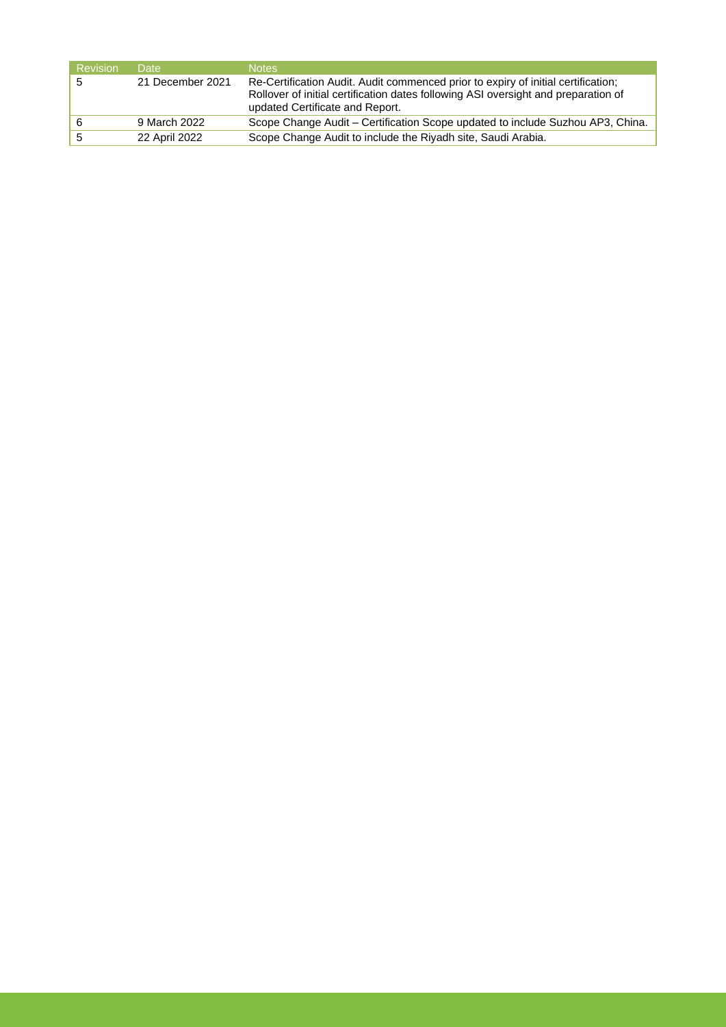| Revision | Date | Notes |
|---|---|---|
| 5 | 21 December 2021 | Re-Certification Audit. Audit commenced prior to expiry of initial certification; Rollover of initial certification dates following ASI oversight and preparation of updated Certificate and Report. |
| 6 | 9 March 2022 | Scope Change Audit – Certification Scope updated to include Suzhou AP3, China. |
| 5 | 22 April 2022 | Scope Change Audit to include the Riyadh site, Saudi Arabia. |